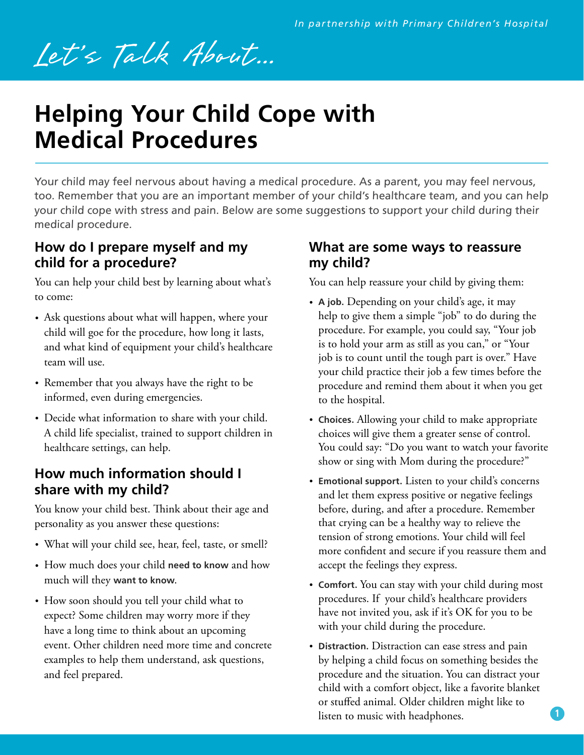*In partnership with Primary Children's Hospital*

*Let's Talk About...*

# Helping Your Child Cope with Medical Procedures

Your child may feel nervous about having a medical procedure. As a parent, you may feel nervous, too. Remember that you are an important member of your child's healthcare team, and you can help your child cope with stress and pain. Below are some suggestions to support your child during their medical procedure.

## How do I prepare myself and my child for a procedure?

You can help your child best by learning about what's to come:

- Ask questions about what will happen, where your child will goe for the procedure, how long it lasts, and what kind of equipment your child's healthcare team will use.
- Remember that you always have the right to be informed, even during emergencies.
- Decide what information to share with your child. A child life specialist, trained to support children in healthcare settings, can help.

## How much information should I share with my child?

You know your child best. Think about their age and personality as you answer these questions:

- What will your child see, hear, feel, taste, or smell?
- How much does your child **need to know** and how much will they **want to know**.
- How soon should you tell your child what to expect? Some children may worry more if they have a long time to think about an upcoming event. Other children need more time and concrete examples to help them understand, ask questions, and feel prepared.

## What are some ways to reassure my child?

You can help reassure your child by giving them:

- **A job.** Depending on your child's age, it may help to give them a simple "job" to do during the procedure. For example, you could say, "Your job is to hold your arm as still as you can," or "Your job is to count until the tough part is over." Have your child practice their job a few times before the procedure and remind them about it when you get to the hospital.
- **Choices.** Allowing your child to make appropriate choices will give them a greater sense of control. You could say: "Do you want to watch your favorite show or sing with Mom during the procedure?"
- **Emotional support.** Listen to your child's concerns and let them express positive or negative feelings before, during, and after a procedure. Remember that crying can be a healthy way to relieve the tension of strong emotions. Your child will feel more confident and secure if you reassure them and accept the feelings they express.
- **Comfort.** You can stay with your child during most procedures. If your child's healthcare providers have not invited you, ask if it's OK for you to be with your child during the procedure.
- **Distraction.** Distraction can ease stress and pain by helping a child focus on something besides the procedure and the situation. You can distract your child with a comfort object, like a favorite blanket or stuffed animal. Older children might like to listen to music with headphones.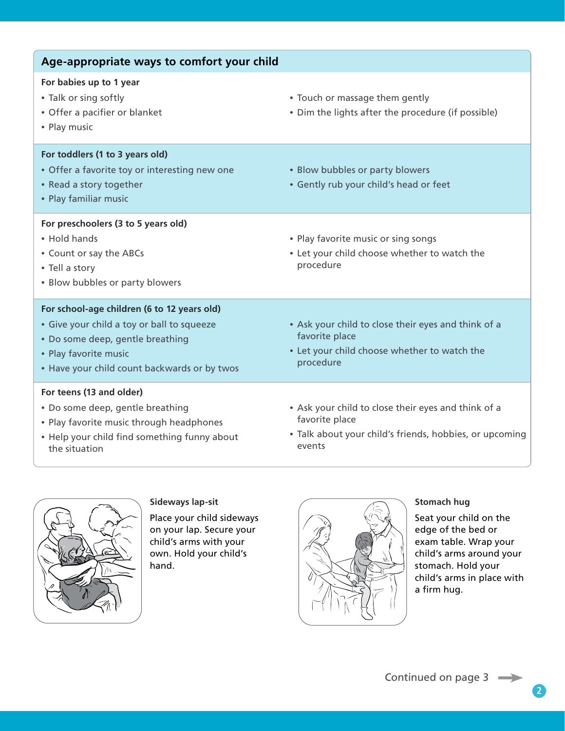## Age-appropriate ways to comfort your child

**For babies up to 1 year**

- Talk or sing softly
- Offer a pacifier or blanket
- Play music
- Touch or massage them gently
- Dim the lights after the procedure (if possible)

**For toddlers (1 to 3 years old)**

- Offer a favorite toy or interesting new one
- Read a story together
- Play familiar music
- Blow bubbles or party blowers
- Gently rub your child's head or feet

**For preschoolers (3 to 5 years old)**

- Hold hands
- Count or say the ABCs
- Tell a story
- Blow bubbles or party blowers
- Play favorite music or sing songs
- Let your child choose whether to watch the procedure

**For school-age children (6 to 12 years old)**

- Give your child a toy or ball to squeeze
- Do some deep, gentle breathing
- Play favorite music
- Have your child count backwards or by twos
- Ask your child to close their eyes and think of a favorite place
- Let your child choose whether to watch the procedure

**For teens (13 and older)**

- Do some deep, gentle breathing
- Play favorite music through headphones
- Help your child find something funny about the situation
- Ask your child to close their eyes and think of a favorite place
- Talk about your child's friends, hobbies, or upcoming events

**Sideways lap-sit**

Place your child sideways on your lap. Secure your child's arms with your own. Hold your child's hand.

**Stomach hug**

Seat your child on the edge of the bed or exam table. Wrap your child's arms around your stomach. Hold your child's arms in place with a firm hug.

Continued on page 3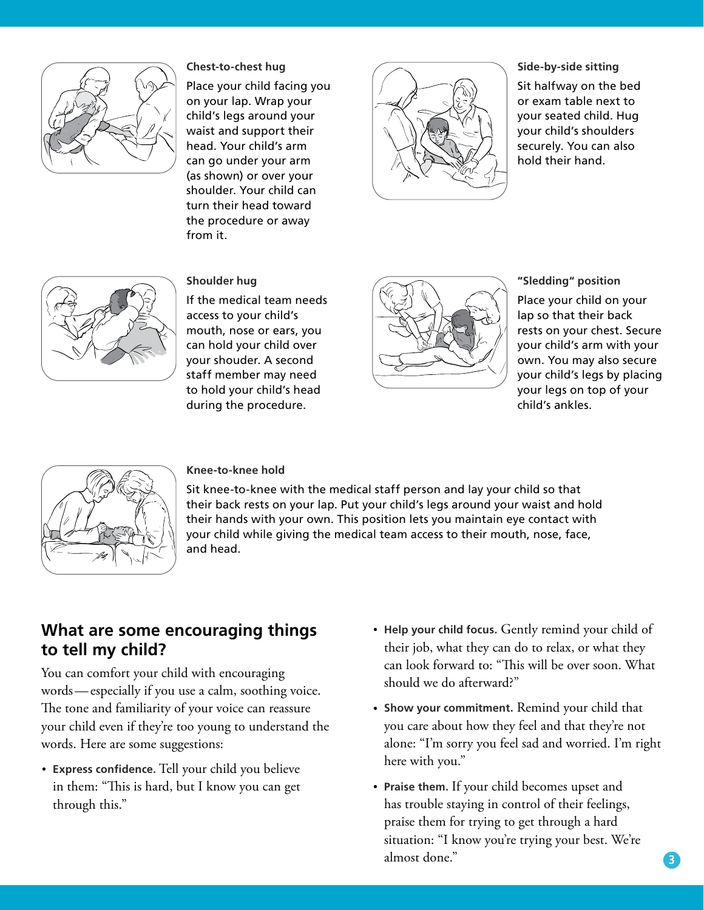### Chest-to-chest hug

Place your child facing you on your lap. Wrap your child's legs around your waist and support their head. Your child's arm can go under your arm (as shown) or over your shoulder. Your child can turn their head toward the procedure or away from it.

### Side-by-side sitting

Sit halfway on the bed or exam table next to your seated child. Hug your child's shoulders securely. You can also hold their hand.

### Shoulder hug

If the medical team needs access to your child's mouth, nose or ears, you can hold your child over your shoulder. A second staff member may need to hold your child's head during the procedure.

### "Sledding" position

Place your child on your lap so that their back rests on your chest. Secure your child's arm with your own. You may also secure your child's legs by placing your legs on top of your child's ankles.

### Knee-to-knee hold

Sit knee-to-knee with the medical staff person and lay your child so that their back rests on your lap. Put your child's legs around your waist and hold their hands with your own. This position lets you maintain eye contact with your child while giving the medical team access to their mouth, nose, face, and head.

## What are some encouraging things to tell my child?

You can comfort your child with encouraging words—especially if you use a calm, soothing voice. The tone and familiarity of your voice can reassure your child even if they're too young to understand the words. Here are some suggestions:

- **Express confidence.** Tell your child you believe in them: "This is hard, but I know you can get through this."
- **Help your child focus.** Gently remind your child of their job, what they can do to relax, or what they can look forward to: "This will be over soon. What should we do afterward?"
- **Show your commitment.** Remind your child that you care about how they feel and that they're not alone: "I'm sorry you feel sad and worried. I'm right here with you."
- **Praise them.** If your child becomes upset and has trouble staying in control of their feelings, praise them for trying to get through a hard situation: "I know you're trying your best. We're almost done."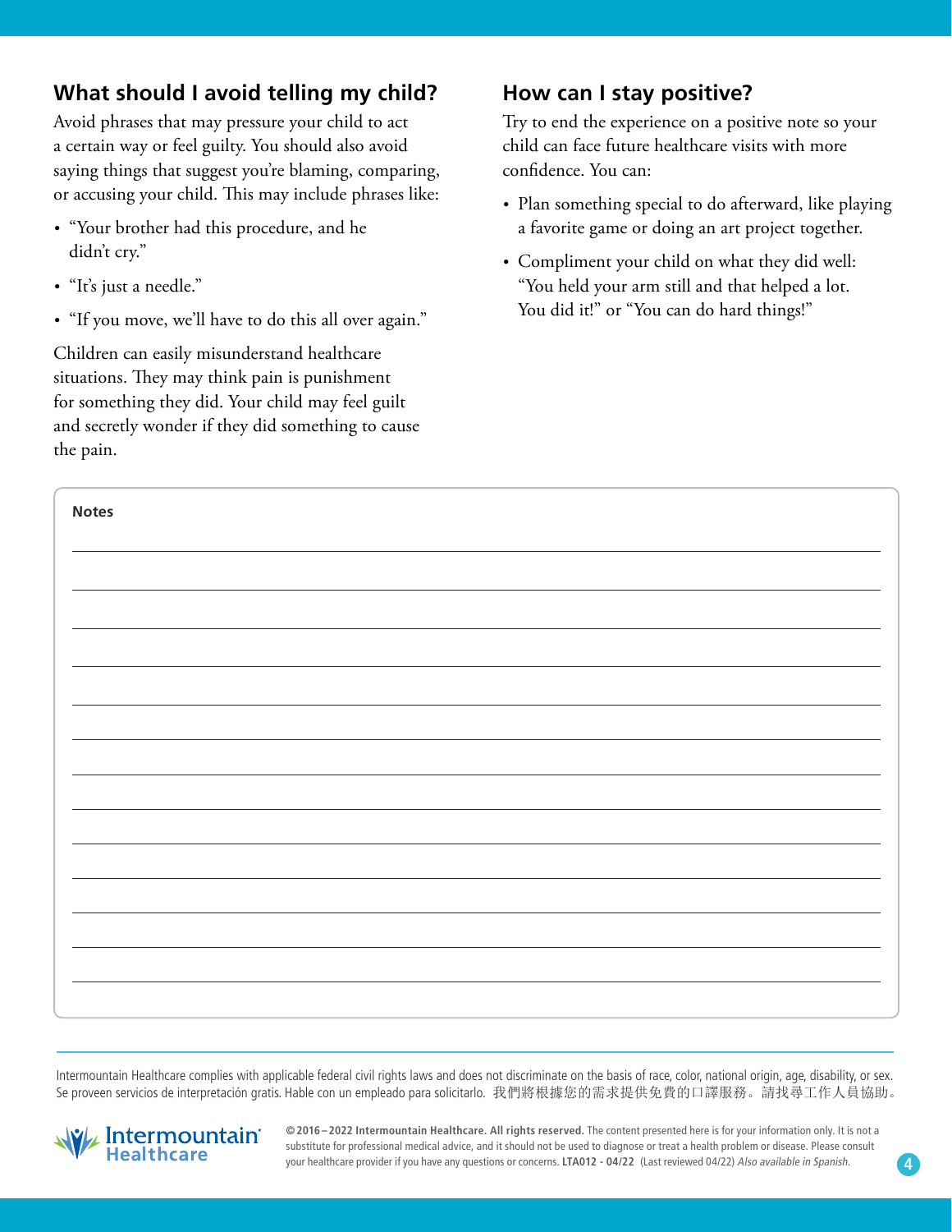## What should I avoid telling my child?

Avoid phrases that may pressure your child to act a certain way or feel guilty. You should also avoid saying things that suggest you're blaming, comparing, or accusing your child. This may include phrases like:

- "Your brother had this procedure, and he didn't cry."
- "It's just a needle."
- "If you move, we'll have to do this all over again."

Children can easily misunderstand healthcare situations. They may think pain is punishment for something they did. Your child may feel guilt and secretly wonder if they did something to cause the pain.

## How can I stay positive?

Try to end the experience on a positive note so your child can face future healthcare visits with more confidence. You can:

- Plan something special to do afterward, like playing a favorite game or doing an art project together.
- Compliment your child on what they did well: "You held your arm still and that helped a lot. You did it!" or "You can do hard things!"

**Notes**

Intermountain Healthcare complies with applicable federal civil rights laws and does not discriminate on the basis of race, color, national origin, age, disability, or sex. Se proveen servicios de interpretación gratis. Hable con un empleado para solicitarlo. 我們將根據您的需求提供免費的口譯服務。請找尋工作人員協助。

Intermountain Healthcare

**© 2016–2022 Intermountain Healthcare. All rights reserved.** The content presented here is for your information only. It is not a substitute for professional medical advice, and it should not be used to diagnose or treat a health problem or disease. Please consult your healthcare provider if you have any questions or concerns. **LTA012 - 04/22** (Last reviewed 04/22) *Also available in Spanish.*